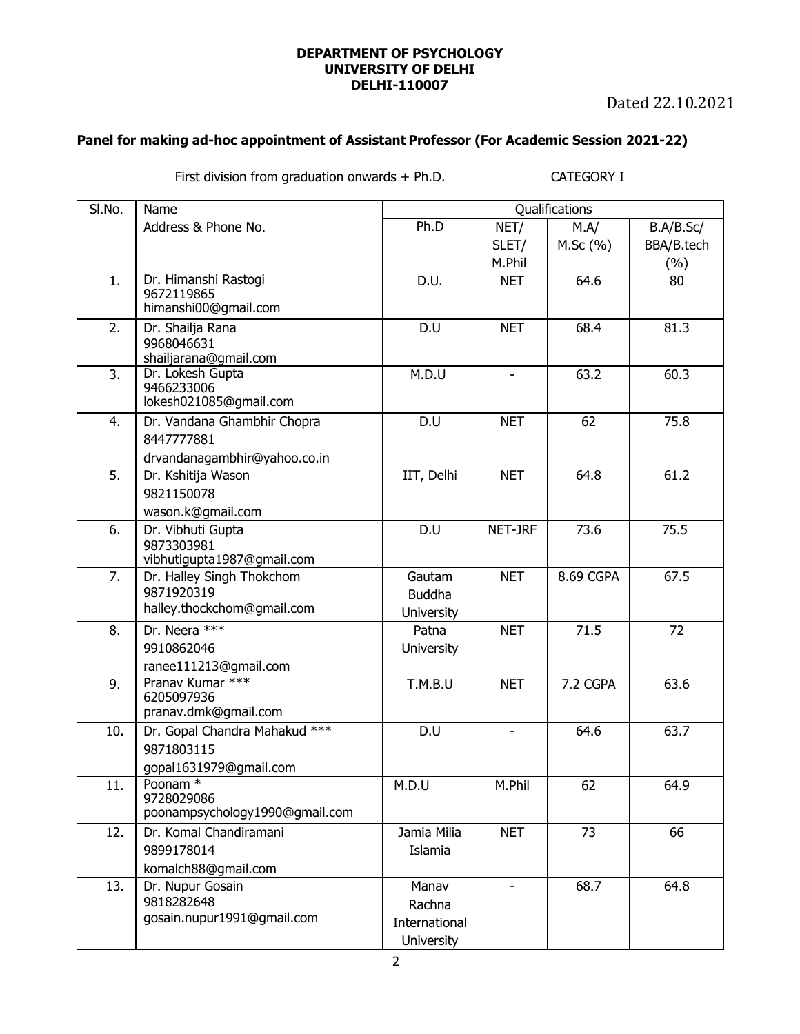**DEPARTMENT OF PSYCHOLOGY**
**UNIVERSITY OF DELHI**
**DELHI-110007**

Dated 22.10.2021

**Panel for making ad-hoc appointment of Assistant Professor (For Academic Session 2021-22)**

First division from graduation onwards + Ph.D. CATEGORY I

| Sl.No. | Name Address & Phone No. | Qualifications | | | |
|---|---|---|---|---|---|
| | | Ph.D | NET/ SLET/ M.Phil | M.A/ M.Sc (%) | B.A/B.Sc/ BBA/B.tech (%) |
| 1. | Dr. Himanshi Rastogi 9672119865 himanshi00@gmail.com | D.U. | NET | 64.6 | 80 |
| 2. | Dr. Shailja Rana 9968046631 shailjarana@gmail.com | D.U | NET | 68.4 | 81.3 |
| 3. | Dr. Lokesh Gupta 9466233006 lokesh021085@gmail.com | M.D.U | - | 63.2 | 60.3 |
| 4. | Dr. Vandana Ghambhir Chopra 8447777881 drvandanagambhir@yahoo.co.in | D.U | NET | 62 | 75.8 |
| 5. | Dr. Kshitija Wason 9821150078 wason.k@gmail.com | IIT, Delhi | NET | 64.8 | 61.2 |
| 6. | Dr. Vibhuti Gupta 9873303981 vibhutigupta1987@gmail.com | D.U | NET-JRF | 73.6 | 75.5 |
| 7. | Dr. Halley Singh Thokchom 9871920319 halley.thockchom@gmail.com | Gautam Buddha University | NET | 8.69 CGPA | 67.5 |
| 8. | Dr. Neera *** 9910862046 ranee111213@gmail.com | Patna University | NET | 71.5 | 72 |
| 9. | Pranav Kumar *** 6205097936 pranav.dmk@gmail.com | T.M.B.U | NET | 7.2 CGPA | 63.6 |
| 10. | Dr. Gopal Chandra Mahakud *** 9871803115 gopal1631979@gmail.com | D.U | - | 64.6 | 63.7 |
| 11. | Poonam * 9728029086 poonampsychology1990@gmail.com | M.D.U | M.Phil | 62 | 64.9 |
| 12. | Dr. Komal Chandiramani 9899178014 komalch88@gmail.com | Jamia Milia Islamia | NET | 73 | 66 |
| 13. | Dr. Nupur Gosain 9818282648 gosain.nupur1991@gmail.com | Manav Rachna International University | - | 68.7 | 64.8 |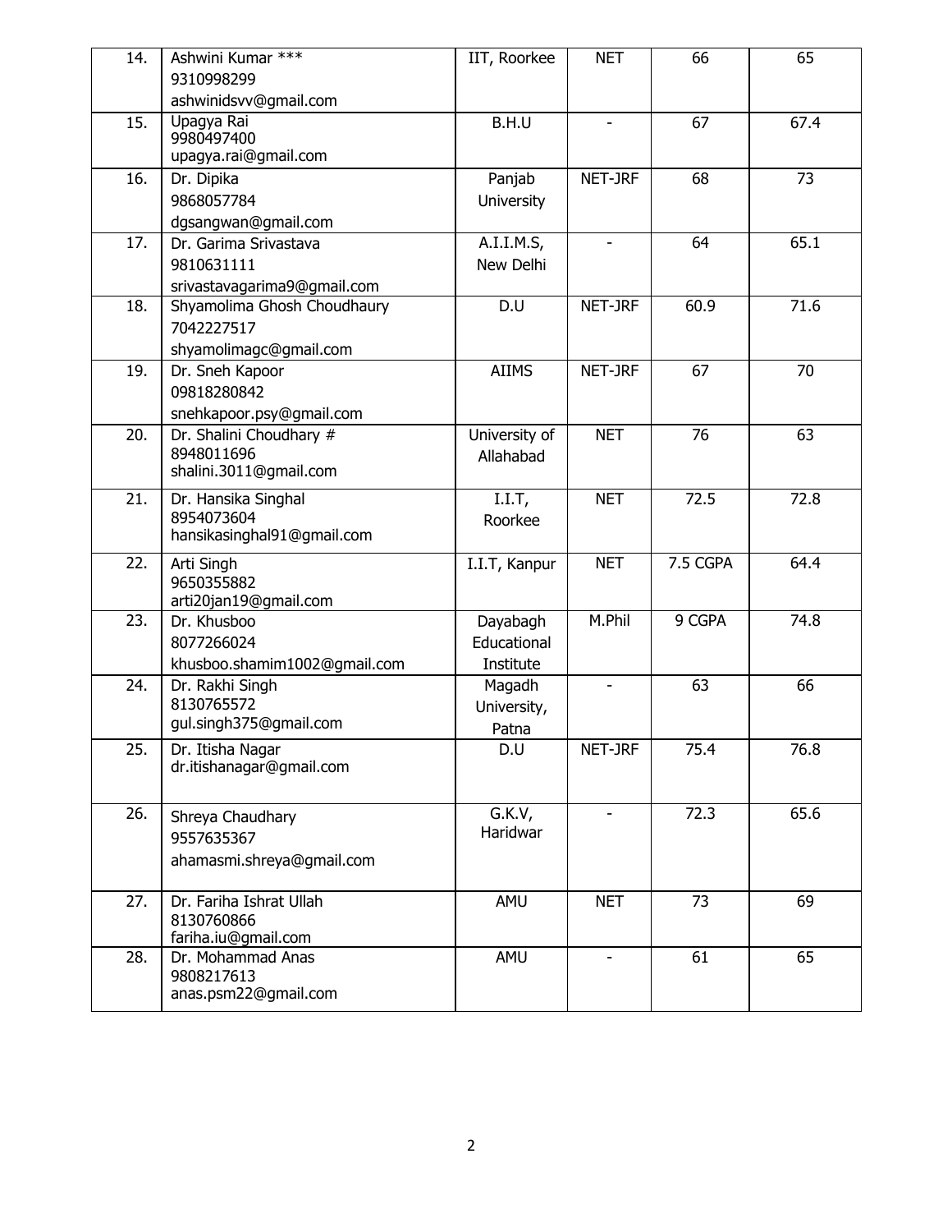| 14. | Ashwini Kumar ***<br>9310998299<br>ashwinidsvv@gmail.com | IIT, Roorkee | NET | 66 | 65 |
|---|---|---|---|---|---|
| 15. | Upagya Rai<br>9980497400<br>upagya.rai@gmail.com | B.H.U | - | 67 | 67.4 |
| 16. | Dr. Dipika<br>9868057784<br>dgsangwan@gmail.com | Panjab University | NET-JRF | 68 | 73 |
| 17. | Dr. Garima Srivastava<br>9810631111<br>srivastavagarima9@gmail.com | A.I.I.M.S, New Delhi | - | 64 | 65.1 |
| 18. | Shyamolima Ghosh Choudhaury<br>7042227517<br>shyamolimagc@gmail.com | D.U | NET-JRF | 60.9 | 71.6 |
| 19. | Dr. Sneh Kapoor<br>09818280842<br>snehkapoor.psy@gmail.com | AIIMS | NET-JRF | 67 | 70 |
| 20. | Dr. Shalini Choudhary #<br>8948011696<br>shalini.3011@gmail.com | University of Allahabad | NET | 76 | 63 |
| 21. | Dr. Hansika Singhal<br>8954073604<br>hansikasinghal91@gmail.com | I.I.T, Roorkee | NET | 72.5 | 72.8 |
| 22. | Arti Singh<br>9650355882<br>arti20jan19@gmail.com | I.I.T, Kanpur | NET | 7.5 CGPA | 64.4 |
| 23. | Dr. Khusboo<br>8077266024<br>khusboo.shamim1002@gmail.com | Dayabagh Educational Institute | M.Phil | 9 CGPA | 74.8 |
| 24. | Dr. Rakhi Singh<br>8130765572<br>gul.singh375@gmail.com | Magadh University, Patna | - | 63 | 66 |
| 25. | Dr. Itisha Nagar<br>dr.itishanagar@gmail.com | D.U | NET-JRF | 75.4 | 76.8 |
| 26. | Shreya Chaudhary<br>9557635367<br>ahamasmi.shreya@gmail.com | G.K.V, Haridwar | - | 72.3 | 65.6 |
| 27. | Dr. Fariha Ishrat Ullah<br>8130760866<br>fariha.iu@gmail.com | AMU | NET | 73 | 69 |
| 28. | Dr. Mohammad Anas<br>9808217613<br>anas.psm22@gmail.com | AMU | - | 61 | 65 |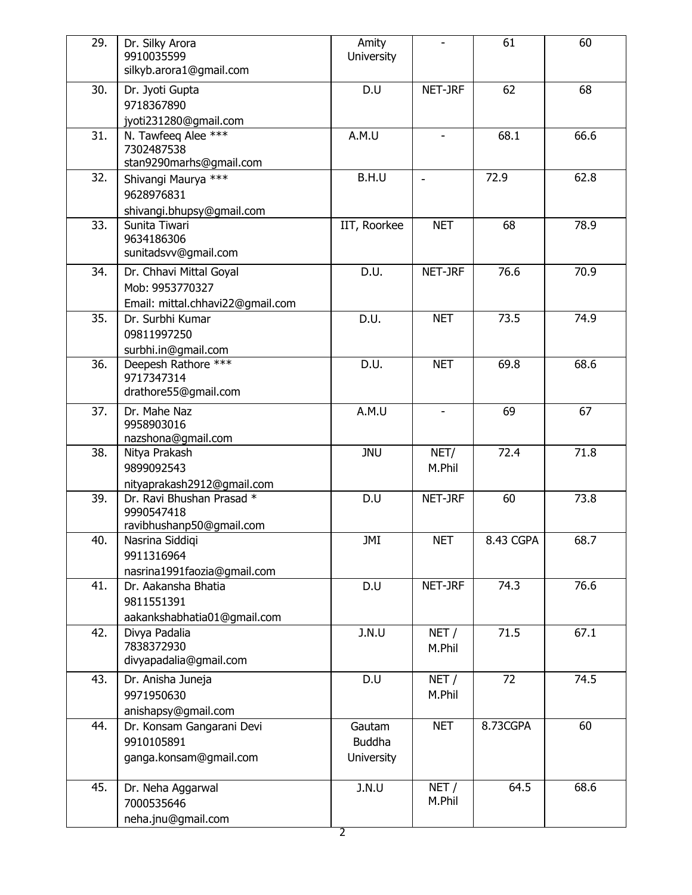| 29. | Dr. Silky Arora<br>9910035599<br>silkyb.arora1@gmail.com | Amity University | - | 61 | 60 |
|---|---|---|---|---|---|
| 30. | Dr. Jyoti Gupta<br>9718367890<br>jyoti231280@gmail.com | D.U | NET-JRF | 62 | 68 |
| 31. | N. Tawfeeq Alee ***<br>7302487538<br>stan9290marhs@gmail.com | A.M.U | - | 68.1 | 66.6 |
| 32. | Shivangi Maurya ***<br>9628976831<br>shivangi.bhupsy@gmail.com | B.H.U | - | 72.9 | 62.8 |
| 33. | Sunita Tiwari<br>9634186306<br>sunitadsvv@gmail.com | IIT, Roorkee | NET | 68 | 78.9 |
| 34. | Dr. Chhavi Mittal Goyal<br>Mob: 9953770327<br>Email: mittal.chhavi22@gmail.com | D.U. | NET-JRF | 76.6 | 70.9 |
| 35. | Dr. Surbhi Kumar<br>09811997250<br>surbhi.in@gmail.com | D.U. | NET | 73.5 | 74.9 |
| 36. | Deepesh Rathore ***<br>9717347314<br>drathore55@gmail.com | D.U. | NET | 69.8 | 68.6 |
| 37. | Dr. Mahe Naz<br>9958903016<br>nazshona@gmail.com | A.M.U | - | 69 | 67 |
| 38. | Nitya Prakash<br>9899092543<br>nityaprakash2912@gmail.com | JNU | NET/ M.Phil | 72.4 | 71.8 |
| 39. | Dr. Ravi Bhushan Prasad *<br>9990547418<br>ravibhushanp50@gmail.com | D.U | NET-JRF | 60 | 73.8 |
| 40. | Nasrina Siddiqi<br>9911316964<br>nasrina1991faozia@gmail.com | JMI | NET | 8.43 CGPA | 68.7 |
| 41. | Dr. Aakansha Bhatia<br>9811551391<br>aakankshabhatia01@gmail.com | D.U | NET-JRF | 74.3 | 76.6 |
| 42. | Divya Padalia<br>7838372930<br>divyapadalia@gmail.com | J.N.U | NET / M.Phil | 71.5 | 67.1 |
| 43. | Dr. Anisha Juneja<br>9971950630<br>anishapsy@gmail.com | D.U | NET / M.Phil | 72 | 74.5 |
| 44. | Dr. Konsam Gangarani Devi<br>9910105891<br>ganga.konsam@gmail.com | Gautam Buddha University | NET | 8.73CGPA | 60 |
| 45. | Dr. Neha Aggarwal<br>7000535646<br>neha.jnu@gmail.com | J.N.U | NET / M.Phil | 64.5 | 68.6 |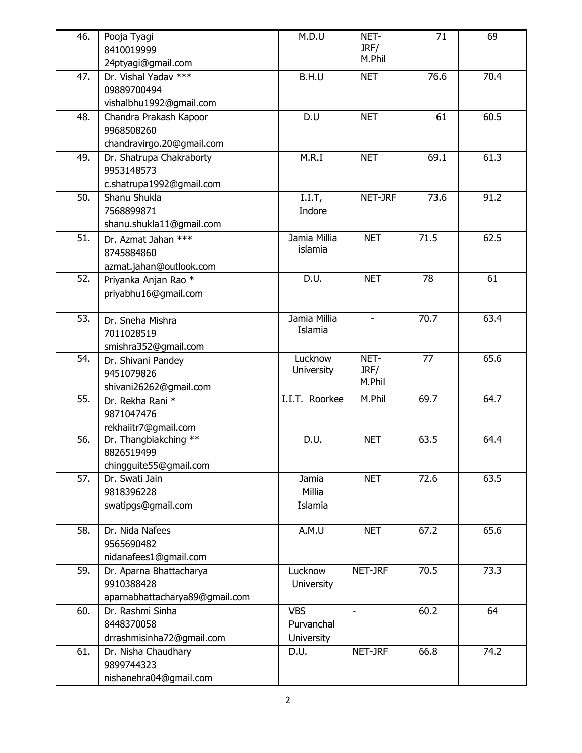| | | | | | |
|---|---|---|---|---|---|
| 46. | Pooja Tyagi<br>8410019999<br>24ptyagi@gmail.com | M.D.U | NET-JRF/ M.Phil | 71 | 69 |
| 47. | Dr. Vishal Yadav ***<br>09889700494<br>vishalbhu1992@gmail.com | B.H.U | NET | 76.6 | 70.4 |
| 48. | Chandra Prakash Kapoor<br>9968508260<br>chandravirgo.20@gmail.com | D.U | NET | 61 | 60.5 |
| 49. | Dr. Shatrupa Chakraborty<br>9953148573<br>c.shatrupa1992@gmail.com | M.R.I | NET | 69.1 | 61.3 |
| 50. | Shanu Shukla<br>7568899871<br>shanu.shukla11@gmail.com | I.I.T, Indore | NET-JRF | 73.6 | 91.2 |
| 51. | Dr. Azmat Jahan ***<br>8745884860<br>azmat.jahan@outlook.com | Jamia Millia islamia | NET | 71.5 | 62.5 |
| 52. | Priyanka Anjan Rao *<br>priyabhu16@gmail.com | D.U. | NET | 78 | 61 |
| 53. | Dr. Sneha Mishra<br>7011028519<br>smishra352@gmail.com | Jamia Millia Islamia | - | 70.7 | 63.4 |
| 54. | Dr. Shivani Pandey<br>9451079826<br>shivani26262@gmail.com | Lucknow University | NET-JRF/ M.Phil | 77 | 65.6 |
| 55. | Dr. Rekha Rani *<br>9871047476<br>rekhaiitr7@gmail.com | I.I.T. Roorkee | M.Phil | 69.7 | 64.7 |
| 56. | Dr. Thangbiakching **<br>8826519499<br>chingguite55@gmail.com | D.U. | NET | 63.5 | 64.4 |
| 57. | Dr. Swati Jain<br>9818396228<br>swatipgs@gmail.com | Jamia Millia Islamia | NET | 72.6 | 63.5 |
| 58. | Dr. Nida Nafees<br>9565690482<br>nidanafees1@gmail.com | A.M.U | NET | 67.2 | 65.6 |
| 59. | Dr. Aparna Bhattacharya<br>9910388428<br>aparnabhattacharya89@gmail.com | Lucknow University | NET-JRF | 70.5 | 73.3 |
| 60. | Dr. Rashmi Sinha<br>8448370058<br>drrashmisinha72@gmail.com | VBS Purvanchal University | - | 60.2 | 64 |
| 61. | Dr. Nisha Chaudhary<br>9899744323<br>nishanehra04@gmail.com | D.U. | NET-JRF | 66.8 | 74.2 |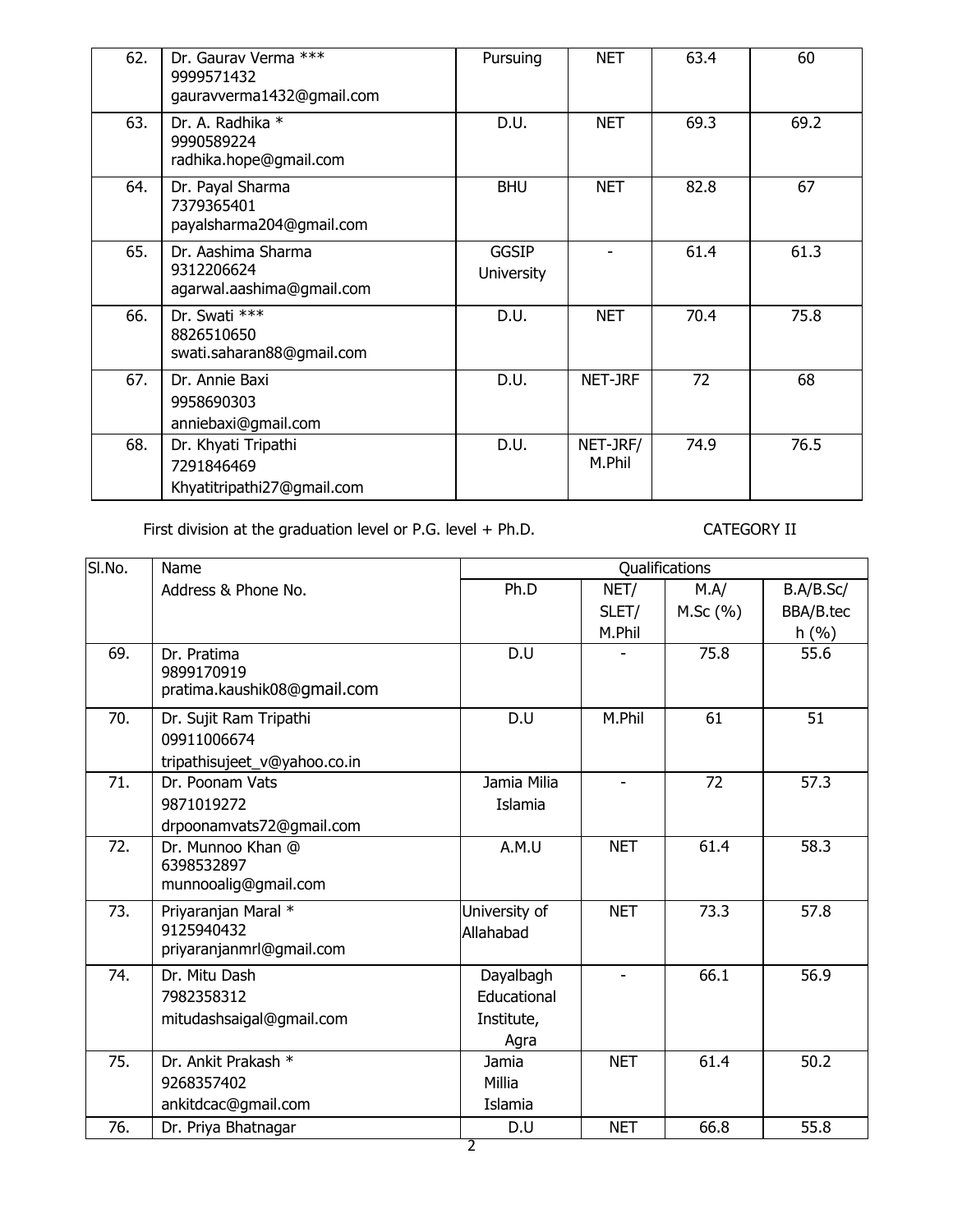| 62. | Dr. Gaurav Verma ***<br>9999571432<br>gauravverma1432@gmail.com | Pursuing | NET | 63.4 | 60 |
|---|---|---|---|---|---|
| 63. | Dr. A. Radhika *<br>9990589224<br>radhika.hope@gmail.com | D.U. | NET | 69.3 | 69.2 |
| 64. | Dr. Payal Sharma<br>7379365401<br>payalsharma204@gmail.com | BHU | NET | 82.8 | 67 |
| 65. | Dr. Aashima Sharma<br>9312206624<br>agarwal.aashima@gmail.com | GGSIP University | - | 61.4 | 61.3 |
| 66. | Dr. Swati ***<br>8826510650<br>swati.saharan88@gmail.com | D.U. | NET | 70.4 | 75.8 |
| 67. | Dr. Annie Baxi<br>9958690303<br>anniebaxi@gmail.com | D.U. | NET-JRF | 72 | 68 |
| 68. | Dr. Khyati Tripathi<br>7291846469<br>Khyatitripathi27@gmail.com | D.U. | NET-JRF/ M.Phil | 74.9 | 76.5 |

First division at the graduation level or P.G. level + Ph.D. CATEGORY II

| Sl.No. | Name<br>Address & Phone No. | Qualifications | | | |
|---|---|---|---|---|---|
| | | Ph.D | NET/ SLET/ M.Phil | M.A/ M.Sc (%) | B.A/B.Sc/ BBA/B.tech (%) |
| 69. | Dr. Pratima<br>9899170919<br>pratima.kaushik08@gmail.com | D.U | - | 75.8 | 55.6 |
| 70. | Dr. Sujit Ram Tripathi<br>09911006674<br>tripathisujeet_v@yahoo.co.in | D.U | M.Phil | 61 | 51 |
| 71. | Dr. Poonam Vats<br>9871019272<br>drpoonamvats72@gmail.com | Jamia Milia Islamia | - | 72 | 57.3 |
| 72. | Dr. Munnoo Khan @<br>6398532897<br>munnooalig@gmail.com | A.M.U | NET | 61.4 | 58.3 |
| 73. | Priyaranjan Maral *<br>9125940432<br>priyaranjanmrl@gmail.com | University of Allahabad | NET | 73.3 | 57.8 |
| 74. | Dr. Mitu Dash<br>7982358312<br>mitudashsaigal@gmail.com | Dayalbagh Educational Institute, Agra | - | 66.1 | 56.9 |
| 75. | Dr. Ankit Prakash *<br>9268357402<br>ankitdcac@gmail.com | Jamia Millia Islamia | NET | 61.4 | 50.2 |
| 76. | Dr. Priya Bhatnagar | D.U | NET | 66.8 | 55.8 |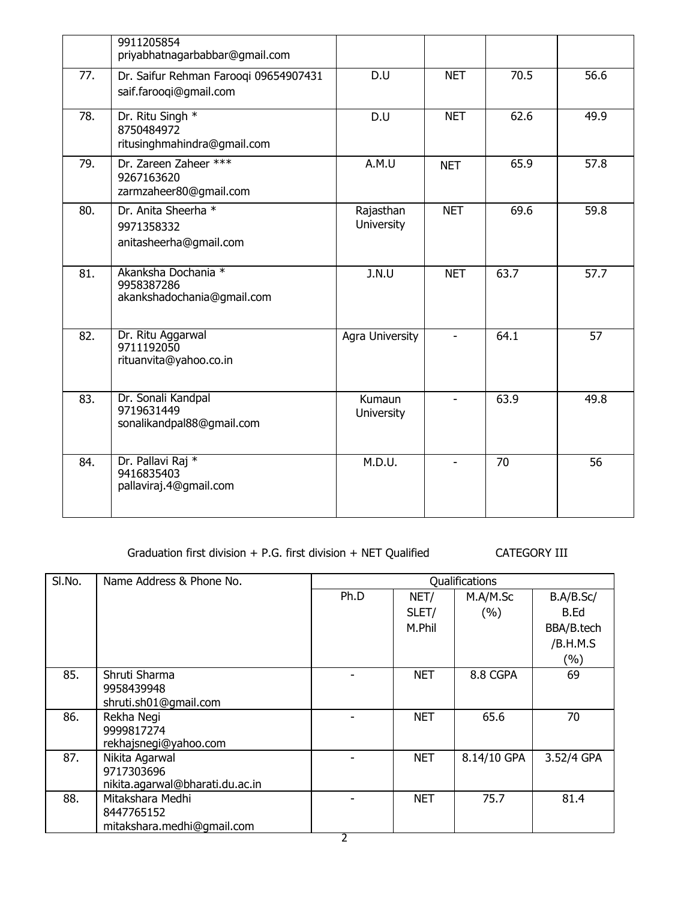|  | 9911205854<br>priyabhatnagarbabbar@gmail.com |  |  |  |  |
|---|---|---|---|---|---|
| 77. | Dr. Saifur Rehman Farooqi 09654907431<br>saif.farooqi@gmail.com | D.U | NET | 70.5 | 56.6 |
| 78. | Dr. Ritu Singh *<br>8750484972<br>ritusinghmahindra@gmail.com | D.U | NET | 62.6 | 49.9 |
| 79. | Dr. Zareen Zaheer ***<br>9267163620<br>zarmzaheer80@gmail.com | A.M.U | NET | 65.9 | 57.8 |
| 80. | Dr. Anita Sheerha *<br>9971358332<br>anitasheerha@gmail.com | Rajasthan University | NET | 69.6 | 59.8 |
| 81. | Akanksha Dochania *<br>9958387286<br>akankshadochania@gmail.com | J.N.U | NET | 63.7 | 57.7 |
| 82. | Dr. Ritu Aggarwal<br>9711192050<br>rituanvita@yahoo.co.in | Agra University | - | 64.1 | 57 |
| 83. | Dr. Sonali Kandpal<br>9719631449<br>sonalikandpal88@gmail.com | Kumaun University | - | 63.9 | 49.8 |
| 84. | Dr. Pallavi Raj *<br>9416835403<br>pallaviraj.4@gmail.com | M.D.U. | - | 70 | 56 |

Graduation first division + P.G. first division + NET Qualified CATEGORY III

| Sl.No. | Name Address & Phone No. | Qualifications | | | |
|---|---|---|---|---|---|
| | | Ph.D | NET/ SLET/ M.Phil | M.A/M.Sc (%) | B.A/B.Sc/ B.Ed BBA/B.tech /B.H.M.S (%) |
| 85. | Shruti Sharma<br>9958439948<br>shruti.sh01@gmail.com | - | NET | 8.8 CGPA | 69 |
| 86. | Rekha Negi<br>9999817274<br>rekhajsnegi@yahoo.com | - | NET | 65.6 | 70 |
| 87. | Nikita Agarwal<br>9717303696<br>nikita.agarwal@bharati.du.ac.in | - | NET | 8.14/10 GPA | 3.52/4 GPA |
| 88. | Mitakshara Medhi<br>8447765152<br>mitakshara.medhi@gmail.com | - | NET | 75.7 | 81.4 |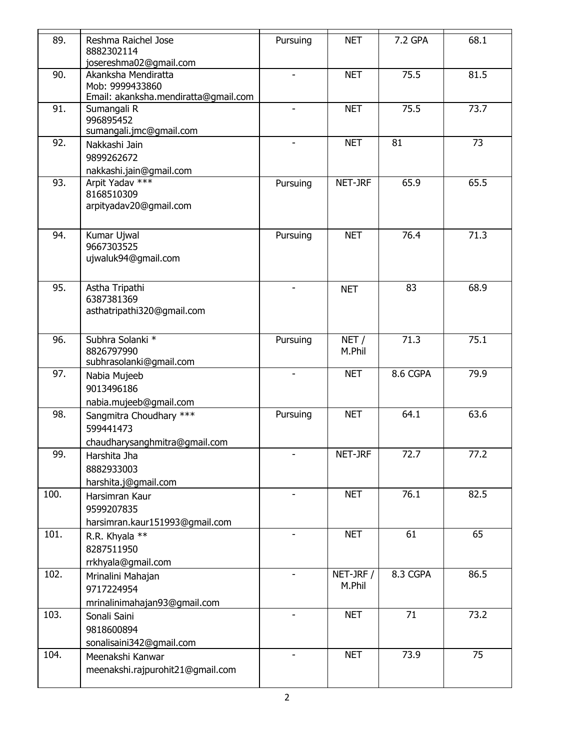| | | | | | |
|---|---|---|---|---|---|
| 89. | Reshma Raichel Jose<br>8882302114<br>josereshma02@gmail.com | Pursuing | NET | 7.2 GPA | 68.1 |
| 90. | Akanksha Mendiratta<br>Mob: 9999433860<br>Email: akanksha.mendiratta@gmail.com | - | NET | 75.5 | 81.5 |
| 91. | Sumangali R<br>996895452<br>sumangali.jmc@gmail.com | - | NET | 75.5 | 73.7 |
| 92. | Nakkashi Jain<br>9899262672<br>nakkashi.jain@gmail.com | - | NET | 81 | 73 |
| 93. | Arpit Yadav ***<br>8168510309<br>arpityadav20@gmail.com | Pursuing | NET-JRF | 65.9 | 65.5 |
| 94. | Kumar Ujwal<br>9667303525<br>ujwaluk94@gmail.com | Pursuing | NET | 76.4 | 71.3 |
| 95. | Astha Tripathi<br>6387381369<br>asthatripathi320@gmail.com | - | NET | 83 | 68.9 |
| 96. | Subhra Solanki *<br>8826797990<br>subhrasolanki@gmail.com | Pursuing | NET / M.Phil | 71.3 | 75.1 |
| 97. | Nabia Mujeeb<br>9013496186<br>nabia.mujeeb@gmail.com | - | NET | 8.6 CGPA | 79.9 |
| 98. | Sangmitra Choudhary ***<br>599441473<br>chaudharysanghmitra@gmail.com | Pursuing | NET | 64.1 | 63.6 |
| 99. | Harshita Jha<br>8882933003<br>harshita.j@gmail.com | - | NET-JRF | 72.7 | 77.2 |
| 100. | Harsimran Kaur<br>9599207835<br>harsimran.kaur151993@gmail.com | - | NET | 76.1 | 82.5 |
| 101. | R.R. Khyala **<br>8287511950<br>rrkhyala@gmail.com | - | NET | 61 | 65 |
| 102. | Mrinalini Mahajan<br>9717224954<br>mrinalinimahajan93@gmail.com | - | NET-JRF / M.Phil | 8.3 CGPA | 86.5 |
| 103. | Sonali Saini<br>9818600894<br>sonalisaini342@gmail.com | - | NET | 71 | 73.2 |
| 104. | Meenakshi Kanwar<br>meenakshi.rajpurohit21@gmail.com | - | NET | 73.9 | 75 |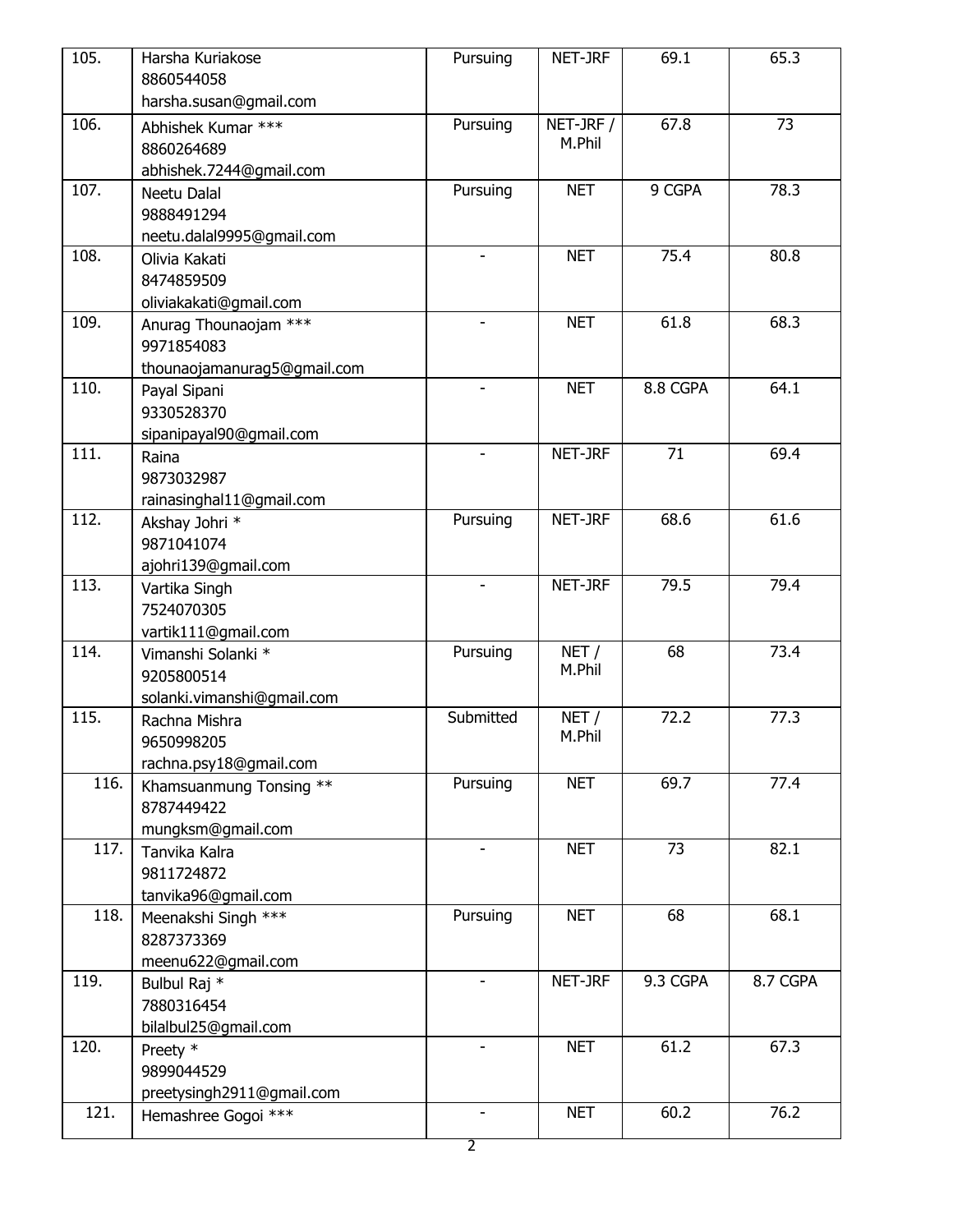| | | | | | |
|---|---|---|---|---|---|
| 105. | Harsha Kuriakose<br>8860544058<br>harsha.susan@gmail.com | Pursuing | NET-JRF | 69.1 | 65.3 |
| 106. | Abhishek Kumar ***<br>8860264689<br>abhishek.7244@gmail.com | Pursuing | NET-JRF / M.Phil | 67.8 | 73 |
| 107. | Neetu Dalal<br>9888491294<br>neetu.dalal9995@gmail.com | Pursuing | NET | 9 CGPA | 78.3 |
| 108. | Olivia Kakati<br>8474859509<br>oliviakakati@gmail.com | - | NET | 75.4 | 80.8 |
| 109. | Anurag Thounaojam ***<br>9971854083<br>thounaojamanurag5@gmail.com | - | NET | 61.8 | 68.3 |
| 110. | Payal Sipani<br>9330528370<br>sipanipayal90@gmail.com | - | NET | 8.8 CGPA | 64.1 |
| 111. | Raina<br>9873032987<br>rainasinghal11@gmail.com | - | NET-JRF | 71 | 69.4 |
| 112. | Akshay Johri *<br>9871041074<br>ajohri139@gmail.com | Pursuing | NET-JRF | 68.6 | 61.6 |
| 113. | Vartika Singh<br>7524070305<br>vartik111@gmail.com | - | NET-JRF | 79.5 | 79.4 |
| 114. | Vimanshi Solanki *<br>9205800514<br>solanki.vimanshi@gmail.com | Pursuing | NET / M.Phil | 68 | 73.4 |
| 115. | Rachna Mishra<br>9650998205<br>rachna.psy18@gmail.com | Submitted | NET / M.Phil | 72.2 | 77.3 |
| 116. | Khamsuanmung Tonsing **<br>8787449422<br>mungksm@gmail.com | Pursuing | NET | 69.7 | 77.4 |
| 117. | Tanvika Kalra<br>9811724872<br>tanvika96@gmail.com | - | NET | 73 | 82.1 |
| 118. | Meenakshi Singh ***<br>8287373369<br>meenu622@gmail.com | Pursuing | NET | 68 | 68.1 |
| 119. | Bulbul Raj *<br>7880316454<br>bilalbul25@gmail.com | - | NET-JRF | 9.3 CGPA | 8.7 CGPA |
| 120. | Preety *<br>9899044529<br>preetysingh2911@gmail.com | - | NET | 61.2 | 67.3 |
| 121. | Hemashree Gogoi *** | - | NET | 60.2 | 76.2 |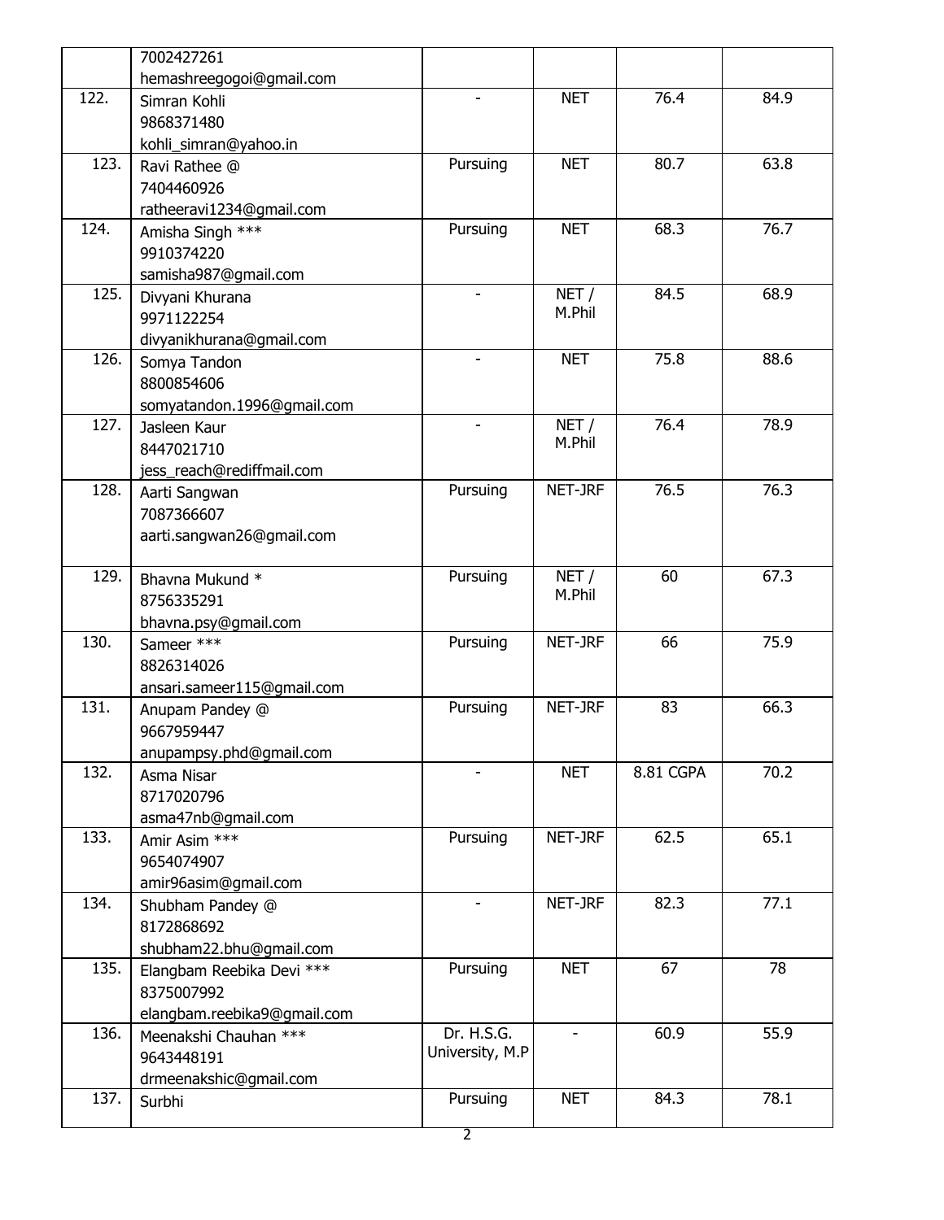| | | | | | |
|---|---|---|---|---|---|
| | 7002427261<br>hemashreegogoi@gmail.com | | | | |
| 122. | Simran Kohli<br>9868371480<br>kohli_simran@yahoo.in | - | NET | 76.4 | 84.9 |
| 123. | Ravi Rathee @<br>7404460926<br>ratheeravi1234@gmail.com | Pursuing | NET | 80.7 | 63.8 |
| 124. | Amisha Singh ***<br>9910374220<br>samisha987@gmail.com | Pursuing | NET | 68.3 | 76.7 |
| 125. | Divyani Khurana<br>9971122254<br>divyanikhurana@gmail.com | - | NET / M.Phil | 84.5 | 68.9 |
| 126. | Somya Tandon<br>8800854606<br>somyatandon.1996@gmail.com | - | NET | 75.8 | 88.6 |
| 127. | Jasleen Kaur<br>8447021710<br>jess_reach@rediffmail.com | - | NET / M.Phil | 76.4 | 78.9 |
| 128. | Aarti Sangwan<br>7087366607<br>aarti.sangwan26@gmail.com | Pursuing | NET-JRF | 76.5 | 76.3 |
| 129. | Bhavna Mukund *<br>8756335291<br>bhavna.psy@gmail.com | Pursuing | NET / M.Phil | 60 | 67.3 |
| 130. | Sameer ***<br>8826314026<br>ansari.sameer115@gmail.com | Pursuing | NET-JRF | 66 | 75.9 |
| 131. | Anupam Pandey @<br>9667959447<br>anupampsy.phd@gmail.com | Pursuing | NET-JRF | 83 | 66.3 |
| 132. | Asma Nisar<br>8717020796<br>asma47nb@gmail.com | - | NET | 8.81 CGPA | 70.2 |
| 133. | Amir Asim ***<br>9654074907<br>amir96asim@gmail.com | Pursuing | NET-JRF | 62.5 | 65.1 |
| 134. | Shubham Pandey @<br>8172868692<br>shubham22.bhu@gmail.com | - | NET-JRF | 82.3 | 77.1 |
| 135. | Elangbam Reebika Devi ***<br>8375007992<br>elangbam.reebika9@gmail.com | Pursuing | NET | 67 | 78 |
| 136. | Meenakshi Chauhan ***<br>9643448191<br>drmeenakshic@gmail.com | Dr. H.S.G. University, M.P | - | 60.9 | 55.9 |
| 137. | Surbhi | Pursuing | NET | 84.3 | 78.1 |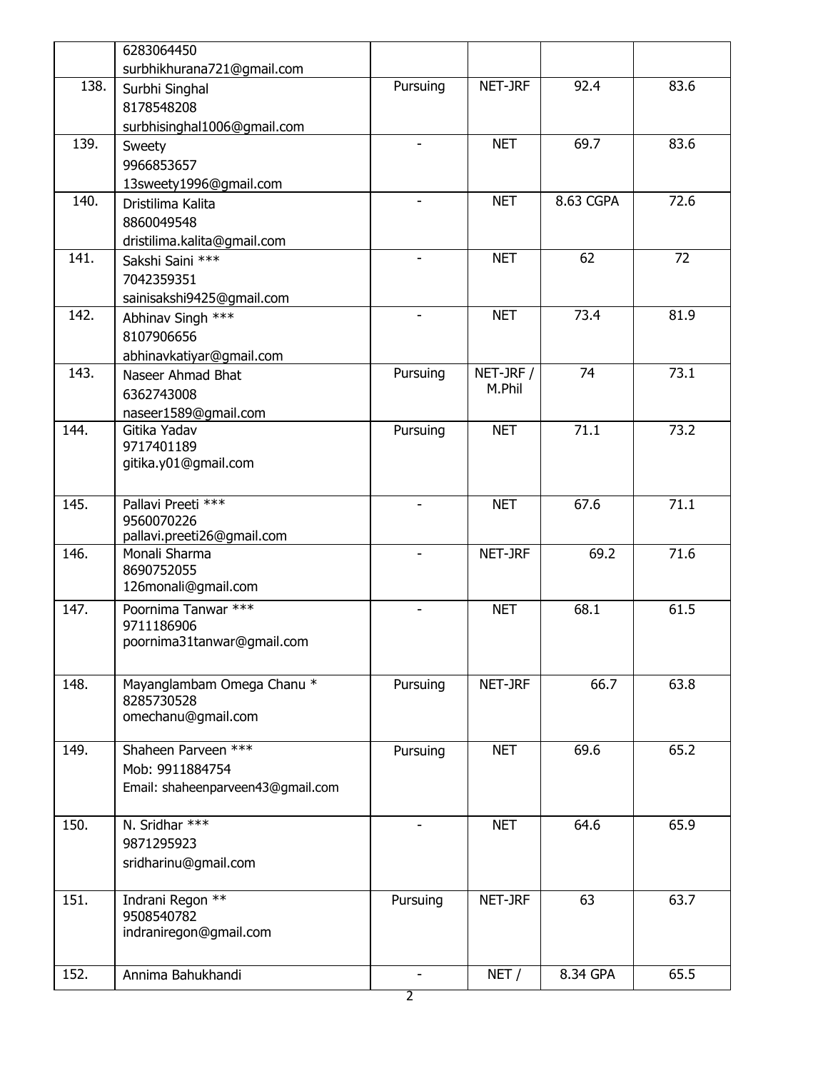| | | | | | |
|---|---|---|---|---|---|
| | 6283064450<br>surbhikhurana721@gmail.com | | | | |
| 138. | Surbhi Singhal<br>8178548208<br>surbhisinghal1006@gmail.com | Pursuing | NET-JRF | 92.4 | 83.6 |
| 139. | Sweety<br>9966853657<br>13sweety1996@gmail.com | - | NET | 69.7 | 83.6 |
| 140. | Dristilima Kalita<br>8860049548<br>dristilima.kalita@gmail.com | - | NET | 8.63 CGPA | 72.6 |
| 141. | Sakshi Saini ***<br>7042359351<br>sainisakshi9425@gmail.com | - | NET | 62 | 72 |
| 142. | Abhinav Singh ***<br>8107906656<br>abhinavkatiyar@gmail.com | - | NET | 73.4 | 81.9 |
| 143. | Naseer Ahmad Bhat<br>6362743008<br>naseer1589@gmail.com | Pursuing | NET-JRF / M.Phil | 74 | 73.1 |
| 144. | Gitika Yadav<br>9717401189<br>gitika.y01@gmail.com | Pursuing | NET | 71.1 | 73.2 |
| 145. | Pallavi Preeti ***<br>9560070226<br>pallavi.preeti26@gmail.com | - | NET | 67.6 | 71.1 |
| 146. | Monali Sharma<br>8690752055<br>126monali@gmail.com | - | NET-JRF | 69.2 | 71.6 |
| 147. | Poornima Tanwar ***<br>9711186906<br>poornima31tanwar@gmail.com | - | NET | 68.1 | 61.5 |
| 148. | Mayanglambam Omega Chanu *<br>8285730528<br>omechanu@gmail.com | Pursuing | NET-JRF | 66.7 | 63.8 |
| 149. | Shaheen Parveen ***<br>Mob: 9911884754<br>Email: shaheenparveen43@gmail.com | Pursuing | NET | 69.6 | 65.2 |
| 150. | N. Sridhar ***<br>9871295923<br>sridharinu@gmail.com | - | NET | 64.6 | 65.9 |
| 151. | Indrani Regon **<br>9508540782<br>indraniregon@gmail.com | Pursuing | NET-JRF | 63 | 63.7 |
| 152. | Annima Bahukhandi | - | NET / | 8.34 GPA | 65.5 |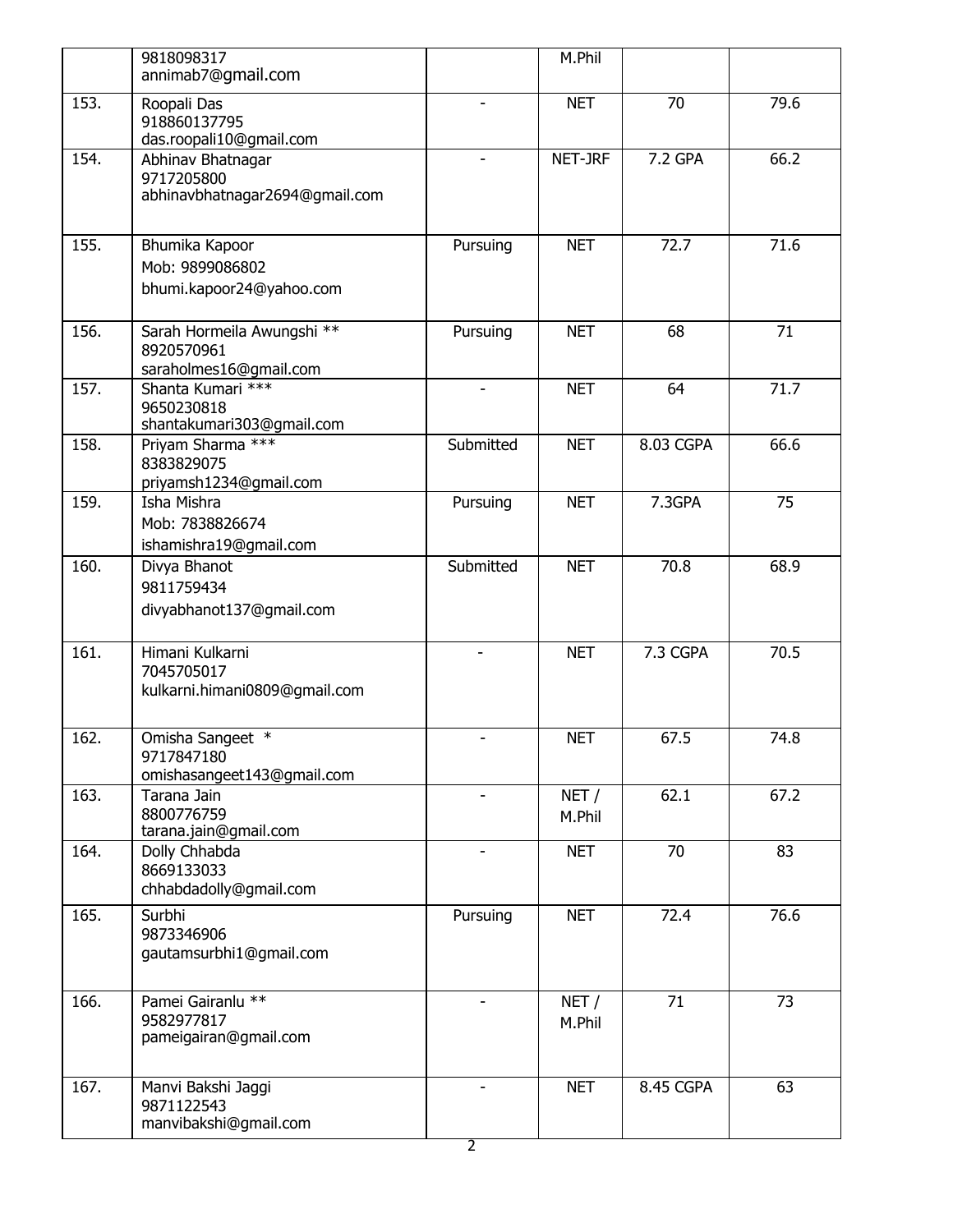| | | | | | |
|---|---|---|---|---|---|
| | 9818098317<br>annimab7@gmail.com | | M.Phil | | |
| 153. | Roopali Das<br>918860137795<br>das.roopali10@gmail.com | - | NET | 70 | 79.6 |
| 154. | Abhinav Bhatnagar<br>9717205800<br>abhinavbhatnagar2694@gmail.com | - | NET-JRF | 7.2 GPA | 66.2 |
| 155. | Bhumika Kapoor<br>Mob: 9899086802<br>bhumi.kapoor24@yahoo.com | Pursuing | NET | 72.7 | 71.6 |
| 156. | Sarah Hormeila Awungshi **<br>8920570961<br>saraholmes16@gmail.com | Pursuing | NET | 68 | 71 |
| 157. | Shanta Kumari ***<br>9650230818<br>shantakumari303@gmail.com | - | NET | 64 | 71.7 |
| 158. | Priyam Sharma ***<br>8383829075<br>priyamsh1234@gmail.com | Submitted | NET | 8.03 CGPA | 66.6 |
| 159. | Isha Mishra<br>Mob: 7838826674<br>ishamishra19@gmail.com | Pursuing | NET | 7.3GPA | 75 |
| 160. | Divya Bhanot<br>9811759434<br>divyabhanot137@gmail.com | Submitted | NET | 70.8 | 68.9 |
| 161. | Himani Kulkarni<br>7045705017<br>kulkarni.himani0809@gmail.com | - | NET | 7.3 CGPA | 70.5 |
| 162. | Omisha Sangeet *<br>9717847180<br>omishasangeet143@gmail.com | - | NET | 67.5 | 74.8 |
| 163. | Tarana Jain<br>8800776759<br>tarana.jain@gmail.com | - | NET / M.Phil | 62.1 | 67.2 |
| 164. | Dolly Chhabda<br>8669133033<br>chhabdadolly@gmail.com | - | NET | 70 | 83 |
| 165. | Surbhi<br>9873346906<br>gautamsurbhi1@gmail.com | Pursuing | NET | 72.4 | 76.6 |
| 166. | Pamei Gairanlu **<br>9582977817<br>pameigairan@gmail.com | - | NET / M.Phil | 71 | 73 |
| 167. | Manvi Bakshi Jaggi<br>9871122543<br>manvibakshi@gmail.com | - | NET | 8.45 CGPA | 63 |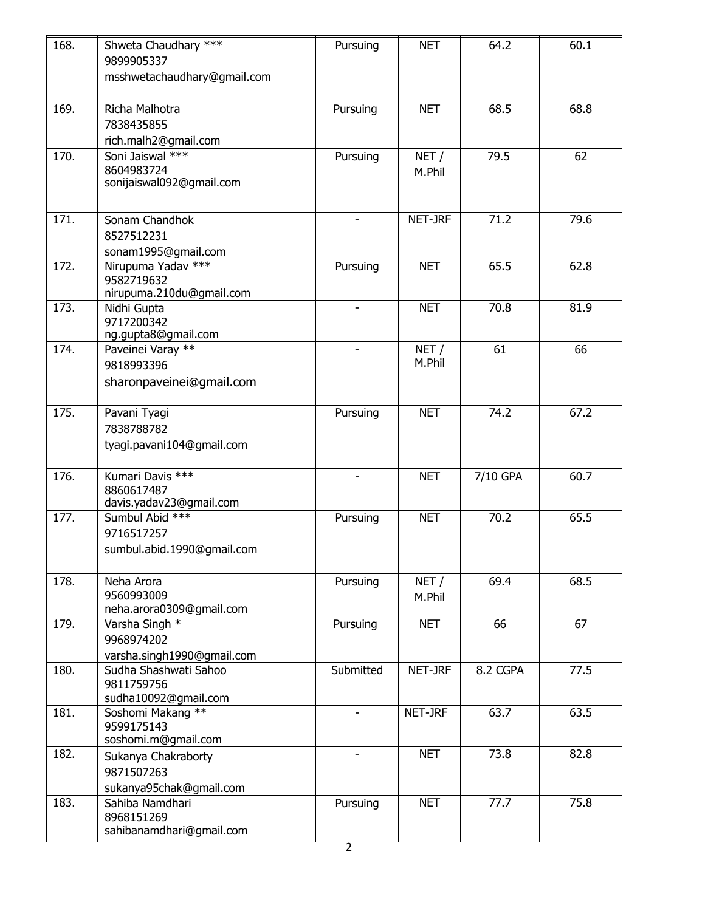| | | | | | |
|---|---|---|---|---|---|
| 168. | Shweta Chaudhary ***<br>9899905337<br>msshwetachaudhary@gmail.com | Pursuing | NET | 64.2 | 60.1 |
| 169. | Richa Malhotra<br>7838435855<br>rich.malh2@gmail.com | Pursuing | NET | 68.5 | 68.8 |
| 170. | Soni Jaiswal ***<br>8604983724<br>sonijaiswal092@gmail.com | Pursuing | NET / M.Phil | 79.5 | 62 |
| 171. | Sonam Chandhok<br>8527512231<br>sonam1995@gmail.com | - | NET-JRF | 71.2 | 79.6 |
| 172. | Nirupuma Yadav ***<br>9582719632<br>nirupuma.210du@gmail.com | Pursuing | NET | 65.5 | 62.8 |
| 173. | Nidhi Gupta<br>9717200342<br>ng.gupta8@gmail.com | - | NET | 70.8 | 81.9 |
| 174. | Paveinei Varay **<br>9818993396<br>sharonpaveinei@gmail.com | - | NET / M.Phil | 61 | 66 |
| 175. | Pavani Tyagi<br>7838788782<br>tyagi.pavani104@gmail.com | Pursuing | NET | 74.2 | 67.2 |
| 176. | Kumari Davis ***<br>8860617487<br>davis.yadav23@gmail.com | - | NET | 7/10 GPA | 60.7 |
| 177. | Sumbul Abid ***<br>9716517257<br>sumbul.abid.1990@gmail.com | Pursuing | NET | 70.2 | 65.5 |
| 178. | Neha Arora<br>9560993009<br>neha.arora0309@gmail.com | Pursuing | NET / M.Phil | 69.4 | 68.5 |
| 179. | Varsha Singh *<br>9968974202<br>varsha.singh1990@gmail.com | Pursuing | NET | 66 | 67 |
| 180. | Sudha Shashwati Sahoo<br>9811759756<br>sudha10092@gmail.com | Submitted | NET-JRF | 8.2 CGPA | 77.5 |
| 181. | Soshomi Makang **<br>9599175143<br>soshomi.m@gmail.com | - | NET-JRF | 63.7 | 63.5 |
| 182. | Sukanya Chakraborty<br>9871507263<br>sukanya95chak@gmail.com | - | NET | 73.8 | 82.8 |
| 183. | Sahiba Namdhari<br>8968151269<br>sahibanamdhari@gmail.com | Pursuing | NET | 77.7 | 75.8 |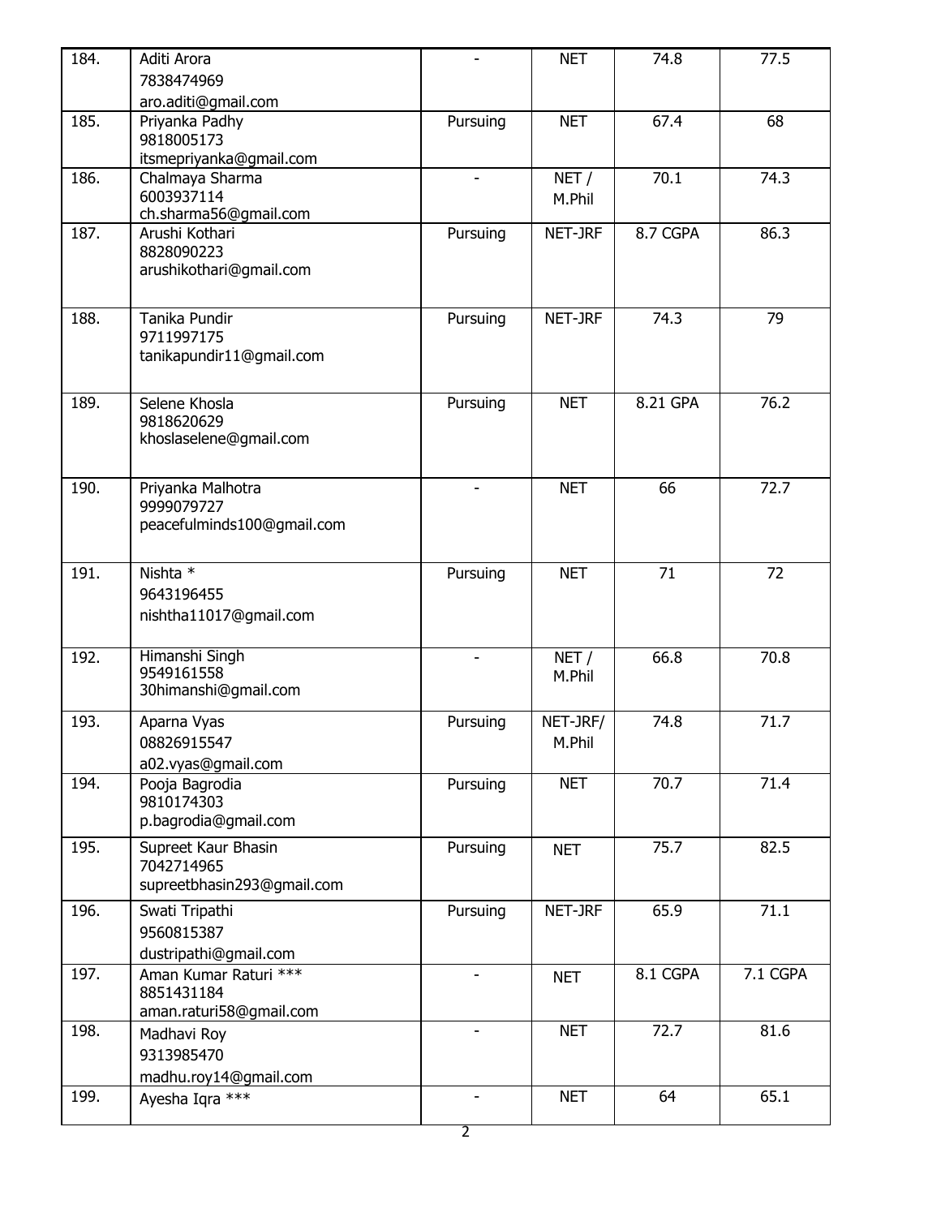| 184. | Aditi Arora<br>7838474969<br>aro.aditi@gmail.com | - | NET | 74.8 | 77.5 |
|---|---|---|---|---|---|
| 185. | Priyanka Padhy<br>9818005173<br>itsmepriyanka@gmail.com | Pursuing | NET | 67.4 | 68 |
| 186. | Chalmaya Sharma<br>6003937114<br>ch.sharma56@gmail.com | - | NET / M.Phil | 70.1 | 74.3 |
| 187. | Arushi Kothari<br>8828090223<br>arushikothari@gmail.com | Pursuing | NET-JRF | 8.7 CGPA | 86.3 |
| 188. | Tanika Pundir<br>9711997175<br>tanikapundir11@gmail.com | Pursuing | NET-JRF | 74.3 | 79 |
| 189. | Selene Khosla<br>9818620629<br>khoslaselene@gmail.com | Pursuing | NET | 8.21 GPA | 76.2 |
| 190. | Priyanka Malhotra<br>9999079727<br>peacefulminds100@gmail.com | - | NET | 66 | 72.7 |
| 191. | Nishta *<br>9643196455<br>nishtha11017@gmail.com | Pursuing | NET | 71 | 72 |
| 192. | Himanshi Singh<br>9549161558<br>30himanshi@gmail.com | - | NET / M.Phil | 66.8 | 70.8 |
| 193. | Aparna Vyas<br>08826915547<br>a02.vyas@gmail.com | Pursuing | NET-JRF/ M.Phil | 74.8 | 71.7 |
| 194. | Pooja Bagrodia<br>9810174303<br>p.bagrodia@gmail.com | Pursuing | NET | 70.7 | 71.4 |
| 195. | Supreet Kaur Bhasin<br>7042714965<br>supreetbhasin293@gmail.com | Pursuing | NET | 75.7 | 82.5 |
| 196. | Swati Tripathi<br>9560815387<br>dustripathi@gmail.com | Pursuing | NET-JRF | 65.9 | 71.1 |
| 197. | Aman Kumar Raturi ***<br>8851431184<br>aman.raturi58@gmail.com | - | NET | 8.1 CGPA | 7.1 CGPA |
| 198. | Madhavi Roy<br>9313985470<br>madhu.roy14@gmail.com | - | NET | 72.7 | 81.6 |
| 199. | Ayesha Iqra *** | - | NET | 64 | 65.1 |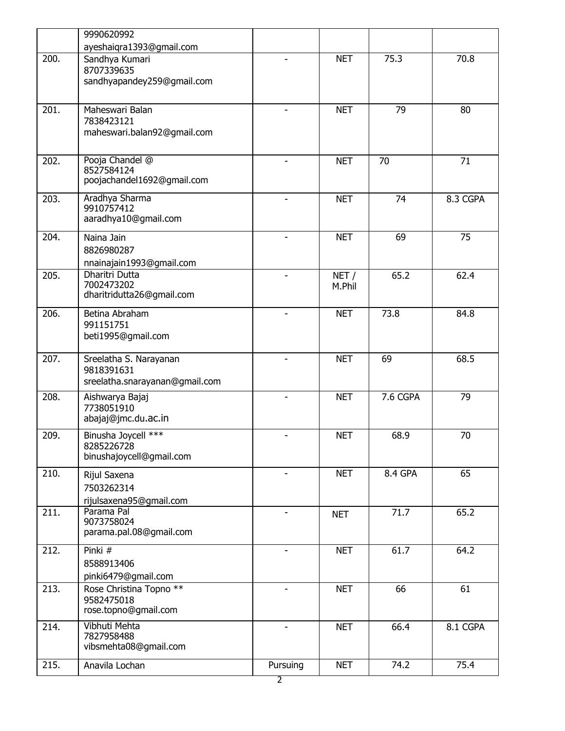| | | | | | |
|---|---|---|---|---|---|
| | 9990620992<br>ayeshaiqra1393@gmail.com | | | | |
| 200. | Sandhya Kumari<br>8707339635<br>sandhyapandey259@gmail.com | - | NET | 75.3 | 70.8 |
| 201. | Maheswari Balan<br>7838423121<br>maheswari.balan92@gmail.com | - | NET | 79 | 80 |
| 202. | Pooja Chandel @<br>8527584124<br>poojachandel1692@gmail.com | - | NET | 70 | 71 |
| 203. | Aradhya Sharma<br>9910757412<br>aaradhya10@gmail.com | - | NET | 74 | 8.3 CGPA |
| 204. | Naina Jain<br>8826980287<br>nnainajain1993@gmail.com | - | NET | 69 | 75 |
| 205. | Dharitri Dutta<br>7002473202<br>dharitridutta26@gmail.com | - | NET / M.Phil | 65.2 | 62.4 |
| 206. | Betina Abraham<br>991151751<br>beti1995@gmail.com | - | NET | 73.8 | 84.8 |
| 207. | Sreelatha S. Narayanan<br>9818391631<br>sreelatha.snarayanan@gmail.com | - | NET | 69 | 68.5 |
| 208. | Aishwarya Bajaj<br>7738051910<br>abajaj@jmc.du.ac.in | - | NET | 7.6 CGPA | 79 |
| 209. | Binusha Joycell ***<br>8285226728<br>binushajoycell@gmail.com | - | NET | 68.9 | 70 |
| 210. | Rijul Saxena<br>7503262314<br>rijulsaxena95@gmail.com | - | NET | 8.4 GPA | 65 |
| 211. | Parama Pal<br>9073758024<br>parama.pal.08@gmail.com | - | NET | 71.7 | 65.2 |
| 212. | Pinki #<br>8588913406<br>pinki6479@gmail.com | - | NET | 61.7 | 64.2 |
| 213. | Rose Christina Topno **<br>9582475018<br>rose.topno@gmail.com | - | NET | 66 | 61 |
| 214. | Vibhuti Mehta<br>7827958488<br>vibsmehta08@gmail.com | - | NET | 66.4 | 8.1 CGPA |
| 215. | Anavila Lochan | Pursuing | NET | 74.2 | 75.4 |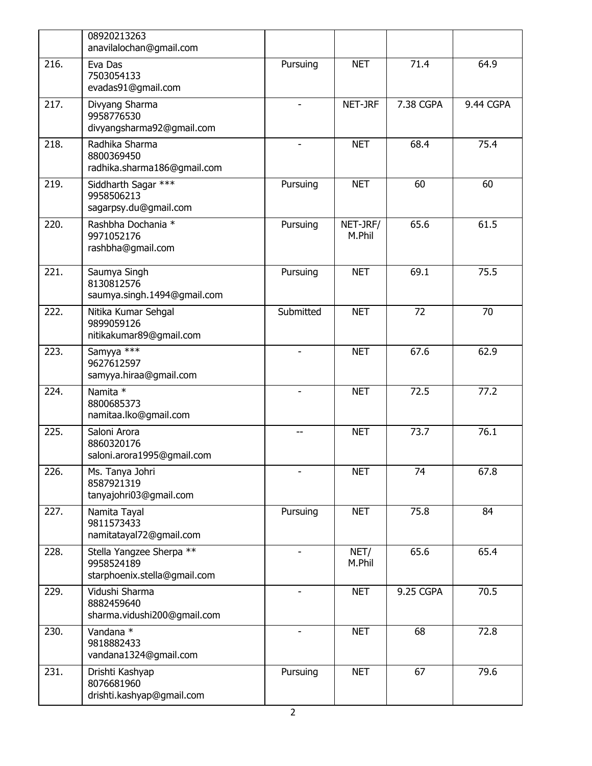|  |  |  |  |  |  |
| --- | --- | --- | --- | --- | --- |
|  | 08920213263<br>anavilalochan@gmail.com |  |  |  |  |
| 216. | Eva Das<br>7503054133<br>evadas91@gmail.com | Pursuing | NET | 71.4 | 64.9 |
| 217. | Divyang Sharma<br>9958776530<br>divyangsharma92@gmail.com | - | NET-JRF | 7.38 CGPA | 9.44 CGPA |
| 218. | Radhika Sharma<br>8800369450<br>radhika.sharma186@gmail.com | - | NET | 68.4 | 75.4 |
| 219. | Siddharth Sagar ***<br>9958506213<br>sagarpsy.du@gmail.com | Pursuing | NET | 60 | 60 |
| 220. | Rashbha Dochania *<br>9971052176<br>rashbha@gmail.com | Pursuing | NET-JRF/ M.Phil | 65.6 | 61.5 |
| 221. | Saumya Singh<br>8130812576<br>saumya.singh.1494@gmail.com | Pursuing | NET | 69.1 | 75.5 |
| 222. | Nitika Kumar Sehgal<br>9899059126<br>nitikakumar89@gmail.com | Submitted | NET | 72 | 70 |
| 223. | Samyya ***<br>9627612597<br>samyya.hiraa@gmail.com | - | NET | 67.6 | 62.9 |
| 224. | Namita *<br>8800685373<br>namitaa.lko@gmail.com | - | NET | 72.5 | 77.2 |
| 225. | Saloni Arora<br>8860320176<br>saloni.arora1995@gmail.com | -- | NET | 73.7 | 76.1 |
| 226. | Ms. Tanya Johri<br>8587921319<br>tanyajohri03@gmail.com | - | NET | 74 | 67.8 |
| 227. | Namita Tayal<br>9811573433<br>namitatayal72@gmail.com | Pursuing | NET | 75.8 | 84 |
| 228. | Stella Yangzee Sherpa **<br>9958524189<br>starphoenix.stella@gmail.com | - | NET/ M.Phil | 65.6 | 65.4 |
| 229. | Vidushi Sharma<br>8882459640<br>sharma.vidushi200@gmail.com | - | NET | 9.25 CGPA | 70.5 |
| 230. | Vandana *<br>9818882433<br>vandana1324@gmail.com | - | NET | 68 | 72.8 |
| 231. | Drishti Kashyap<br>8076681960<br>drishti.kashyap@gmail.com | Pursuing | NET | 67 | 79.6 |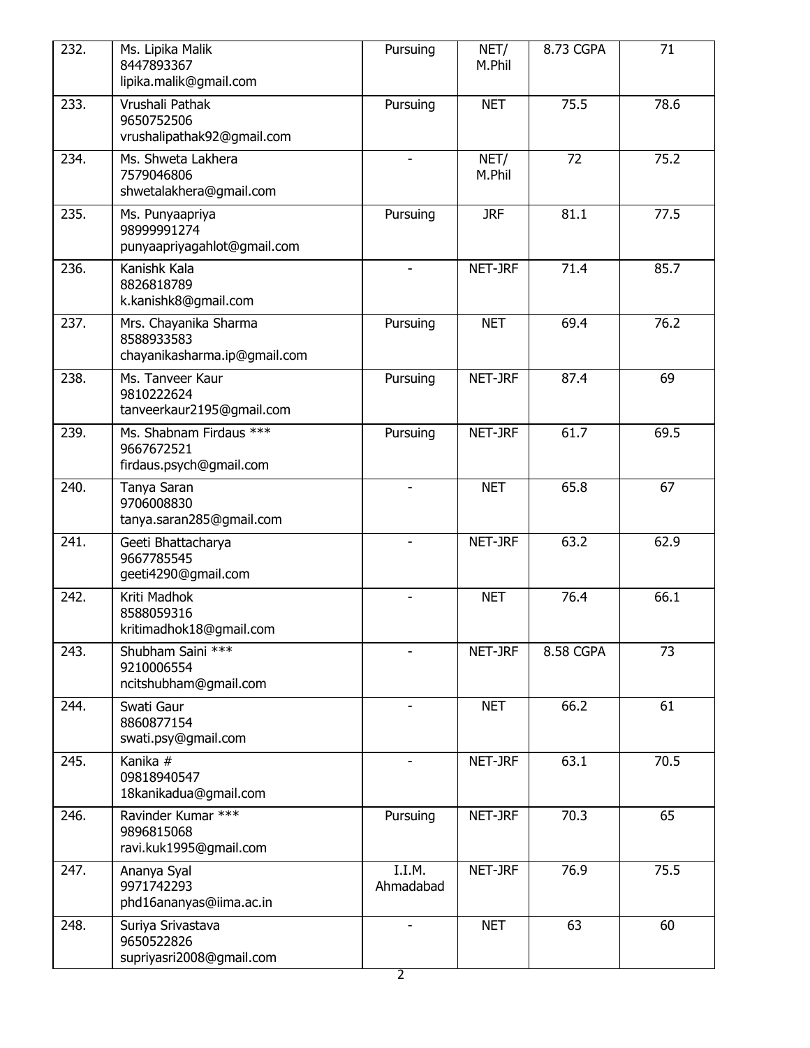| 232. | Ms. Lipika Malik<br>8447893367<br>lipika.malik@gmail.com | Pursuing | NET/<br>M.Phil | 8.73 CGPA | 71 |
|---|---|---|---|---|---|
| 233. | Vrushali Pathak<br>9650752506<br>vrushalipathak92@gmail.com | Pursuing | NET | 75.5 | 78.6 |
| 234. | Ms. Shweta Lakhera<br>7579046806<br>shwetalakhera@gmail.com | - | NET/<br>M.Phil | 72 | 75.2 |
| 235. | Ms. Punyaapriya<br>98999991274<br>punyaapriyagahlot@gmail.com | Pursuing | JRF | 81.1 | 77.5 |
| 236. | Kanishk Kala<br>8826818789<br>k.kanishk8@gmail.com | - | NET-JRF | 71.4 | 85.7 |
| 237. | Mrs. Chayanika Sharma<br>8588933583<br>chayanikasharma.ip@gmail.com | Pursuing | NET | 69.4 | 76.2 |
| 238. | Ms. Tanveer Kaur<br>9810222624<br>tanveerkaur2195@gmail.com | Pursuing | NET-JRF | 87.4 | 69 |
| 239. | Ms. Shabnam Firdaus ***<br>9667672521<br>firdaus.psych@gmail.com | Pursuing | NET-JRF | 61.7 | 69.5 |
| 240. | Tanya Saran<br>9706008830<br>tanya.saran285@gmail.com | - | NET | 65.8 | 67 |
| 241. | Geeti Bhattacharya<br>9667785545<br>geeti4290@gmail.com | - | NET-JRF | 63.2 | 62.9 |
| 242. | Kriti Madhok<br>8588059316<br>kritimadhok18@gmail.com | - | NET | 76.4 | 66.1 |
| 243. | Shubham Saini ***<br>9210006554<br>ncitshubham@gmail.com | - | NET-JRF | 8.58 CGPA | 73 |
| 244. | Swati Gaur<br>8860877154<br>swati.psy@gmail.com | - | NET | 66.2 | 61 |
| 245. | Kanika #<br>09818940547<br>18kanikadua@gmail.com | - | NET-JRF | 63.1 | 70.5 |
| 246. | Ravinder Kumar ***<br>9896815068<br>ravi.kuk1995@gmail.com | Pursuing | NET-JRF | 70.3 | 65 |
| 247. | Ananya Syal<br>9971742293<br>phd16ananyas@iima.ac.in | I.I.M.<br>Ahmadabad | NET-JRF | 76.9 | 75.5 |
| 248. | Suriya Srivastava<br>9650522826<br>supriyasri2008@gmail.com | - | NET | 63 | 60 |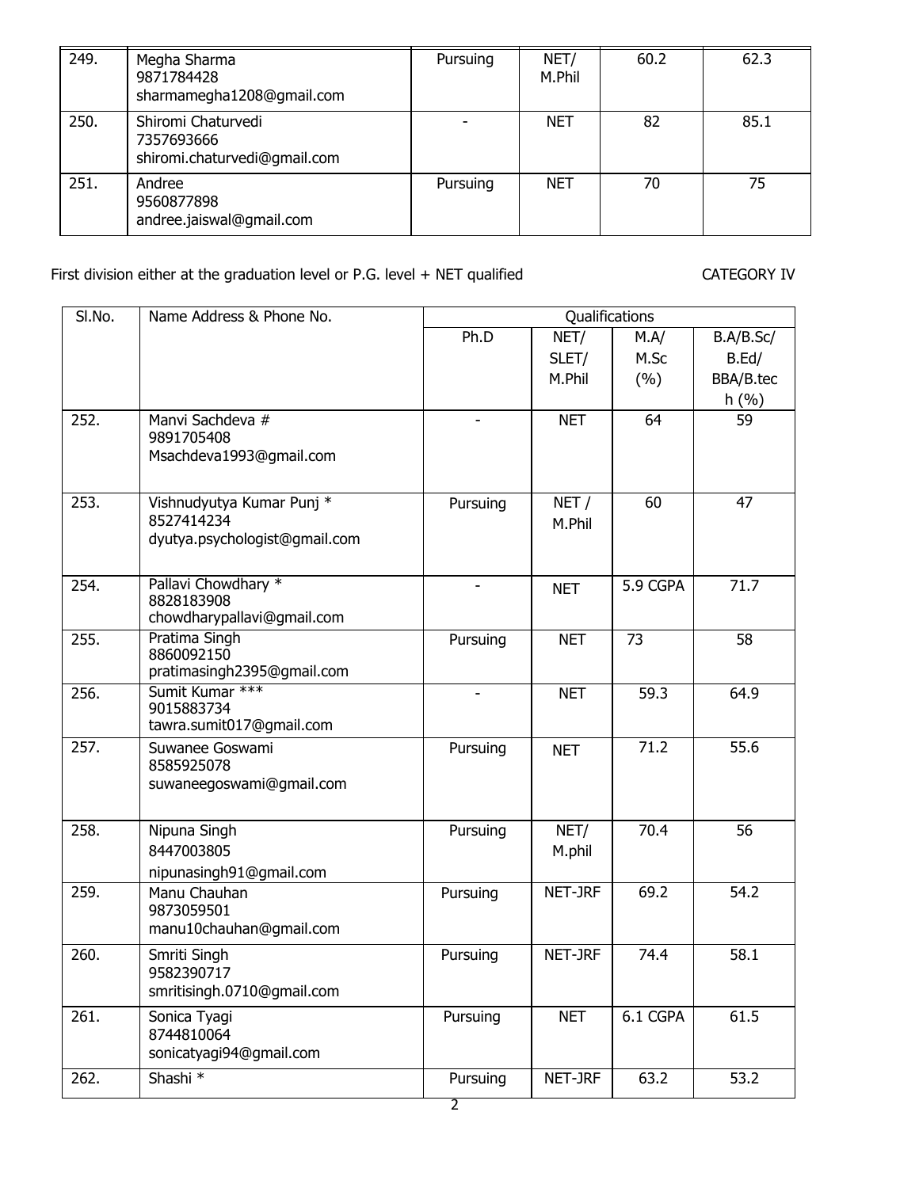| 249. | Megha Sharma<br>9871784428<br>sharmamegha1208@gmail.com | Pursuing | NET/<br>M.Phil | 60.2 | 62.3 |
|---|---|---|---|---|---|
| 250. | Shiromi Chaturvedi<br>7357693666<br>shiromi.chaturvedi@gmail.com | - | NET | 82 | 85.1 |
| 251. | Andree<br>9560877898<br>andree.jaiswal@gmail.com | Pursuing | NET | 70 | 75 |

First division either at the graduation level or P.G. level + NET qualified CATEGORY IV

| Sl.No. | Name Address & Phone No. | Qualifications | | | |
|---|---|---|---|---|---|
| | | Ph.D | NET/<br>SLET/<br>M.Phil | M.A/<br>M.Sc<br>(%) | B.A/B.Sc/<br>B.Ed/<br>BBA/B.tech (%) |
| 252. | Manvi Sachdeva #<br>9891705408<br>Msachdeva1993@gmail.com | - | NET | 64 | 59 |
| 253. | Vishnudyutya Kumar Punj *<br>8527414234<br>dyutya.psychologist@gmail.com | Pursuing | NET /<br>M.Phil | 60 | 47 |
| 254. | Pallavi Chowdhary *<br>8828183908<br>chowdharypallavi@gmail.com | - | NET | 5.9 CGPA | 71.7 |
| 255. | Pratima Singh<br>8860092150<br>pratimasingh2395@gmail.com | Pursuing | NET | 73 | 58 |
| 256. | Sumit Kumar ***<br>9015883734<br>tawra.sumit017@gmail.com | - | NET | 59.3 | 64.9 |
| 257. | Suwanee Goswami<br>8585925078<br>suwaneegoswami@gmail.com | Pursuing | NET | 71.2 | 55.6 |
| 258. | Nipuna Singh<br>8447003805<br>nipunasingh91@gmail.com | Pursuing | NET/<br>M.phil | 70.4 | 56 |
| 259. | Manu Chauhan<br>9873059501<br>manu10chauhan@gmail.com | Pursuing | NET-JRF | 69.2 | 54.2 |
| 260. | Smriti Singh<br>9582390717<br>smritisingh.0710@gmail.com | Pursuing | NET-JRF | 74.4 | 58.1 |
| 261. | Sonica Tyagi<br>8744810064<br>sonicatyagi94@gmail.com | Pursuing | NET | 6.1 CGPA | 61.5 |
| 262. | Shashi * | Pursuing | NET-JRF | 63.2 | 53.2 |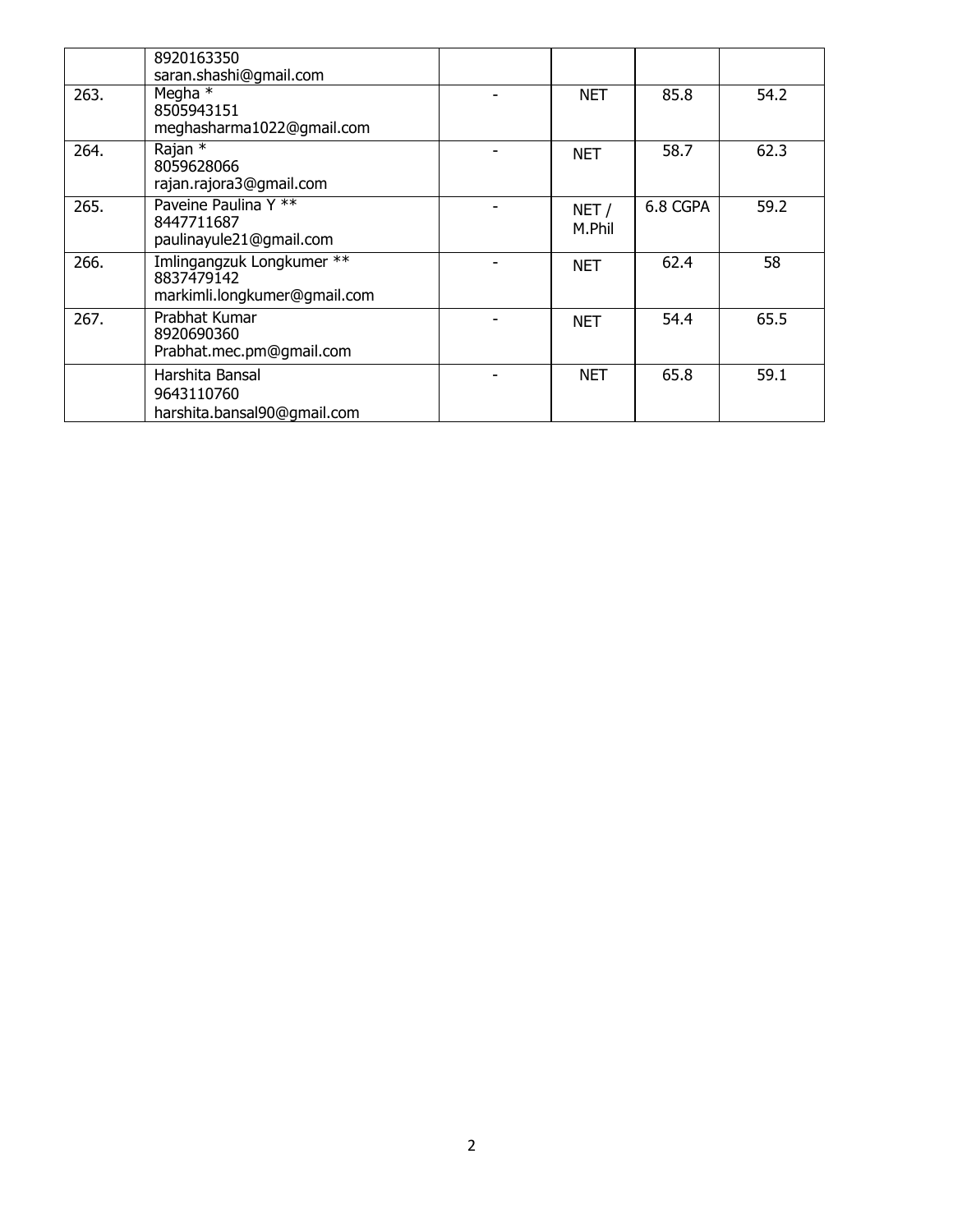| | | | | | |
|---|---|---|---|---|---|
| | 8920163350<br>saran.shashi@gmail.com | | | | |
| 263. | Megha *<br>8505943151<br>meghasharma1022@gmail.com | - | NET | 85.8 | 54.2 |
| 264. | Rajan *<br>8059628066<br>rajan.rajora3@gmail.com | - | NET | 58.7 | 62.3 |
| 265. | Paveine Paulina Y **<br>8447711687<br>paulinayule21@gmail.com | - | NET / M.Phil | 6.8 CGPA | 59.2 |
| 266. | Imlingangzuk Longkumer **<br>8837479142<br>markimli.longkumer@gmail.com | - | NET | 62.4 | 58 |
| 267. | Prabhat Kumar<br>8920690360<br>Prabhat.mec.pm@gmail.com | - | NET | 54.4 | 65.5 |
| | Harshita Bansal<br>9643110760<br>harshita.bansal90@gmail.com | - | NET | 65.8 | 59.1 |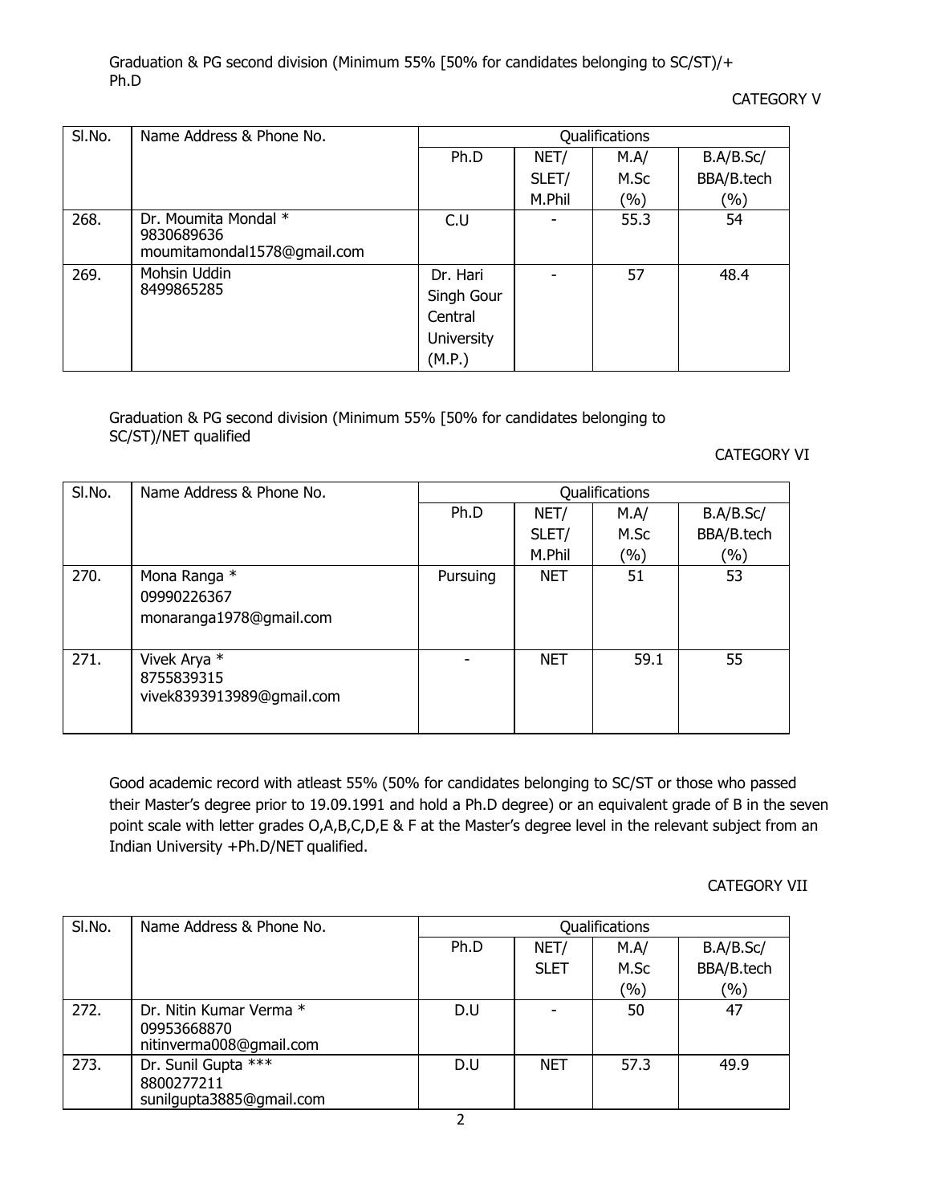Graduation & PG second division (Minimum 55% [50% for candidates belonging to SC/ST)/+ Ph.D

CATEGORY V

| Sl.No. | Name Address & Phone No. | Qualifications | | | |
|---|---|---|---|---|---|
| | | Ph.D | NET/ SLET/ M.Phil | M.A/ M.Sc (%) | B.A/B.Sc/ BBA/B.tech (%) |
| 268. | Dr. Moumita Mondal * 9830689636 moumitamondal1578@gmail.com | C.U | - | 55.3 | 54 |
| 269. | Mohsin Uddin 8499865285 | Dr. Hari Singh Gour Central University (M.P.) | - | 57 | 48.4 |

Graduation & PG second division (Minimum 55% [50% for candidates belonging to SC/ST)/NET qualified

CATEGORY VI

| Sl.No. | Name Address & Phone No. | Qualifications | | | |
|---|---|---|---|---|---|
| | | Ph.D | NET/ SLET/ M.Phil | M.A/ M.Sc (%) | B.A/B.Sc/ BBA/B.tech (%) |
| 270. | Mona Ranga * 09990226367 monaranga1978@gmail.com | Pursuing | NET | 51 | 53 |
| 271. | Vivek Arya * 8755839315 vivek8393913989@gmail.com | - | NET | 59.1 | 55 |

Good academic record with atleast 55% (50% for candidates belonging to SC/ST or those who passed their Master's degree prior to 19.09.1991 and hold a Ph.D degree) or an equivalent grade of B in the seven point scale with letter grades O,A,B,C,D,E & F at the Master's degree level in the relevant subject from an Indian University +Ph.D/NET qualified.

CATEGORY VII

| Sl.No. | Name Address & Phone No. | Qualifications | | | |
|---|---|---|---|---|---|
| | | Ph.D | NET/ SLET | M.A/ M.Sc (%) | B.A/B.Sc/ BBA/B.tech (%) |
| 272. | Dr. Nitin Kumar Verma * 09953668870 nitinverma008@gmail.com | D.U | - | 50 | 47 |
| 273. | Dr. Sunil Gupta *** 8800277211 sunilgupta3885@gmail.com | D.U | NET | 57.3 | 49.9 |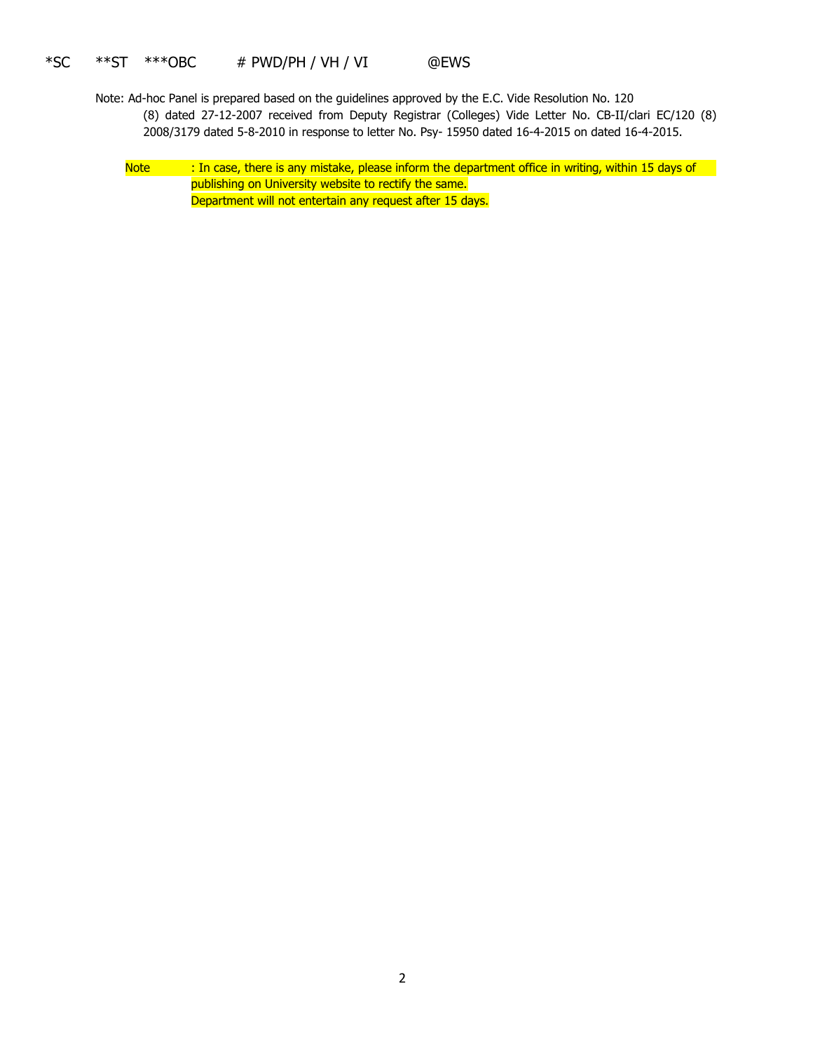*SC **ST ***OBC # PWD/PH / VH / VI @EWS

Note: Ad-hoc Panel is prepared based on the guidelines approved by the E.C. Vide Resolution No. 120 (8) dated 27-12-2007 received from Deputy Registrar (Colleges) Vide Letter No. CB-II/clari EC/120 (8) 2008/3179 dated 5-8-2010 in response to letter No. Psy- 15950 dated 16-4-2015 on dated 16-4-2015.

Note : In case, there is any mistake, please inform the department office in writing, within 15 days of publishing on University website to rectify the same.
Department will not entertain any request after 15 days.